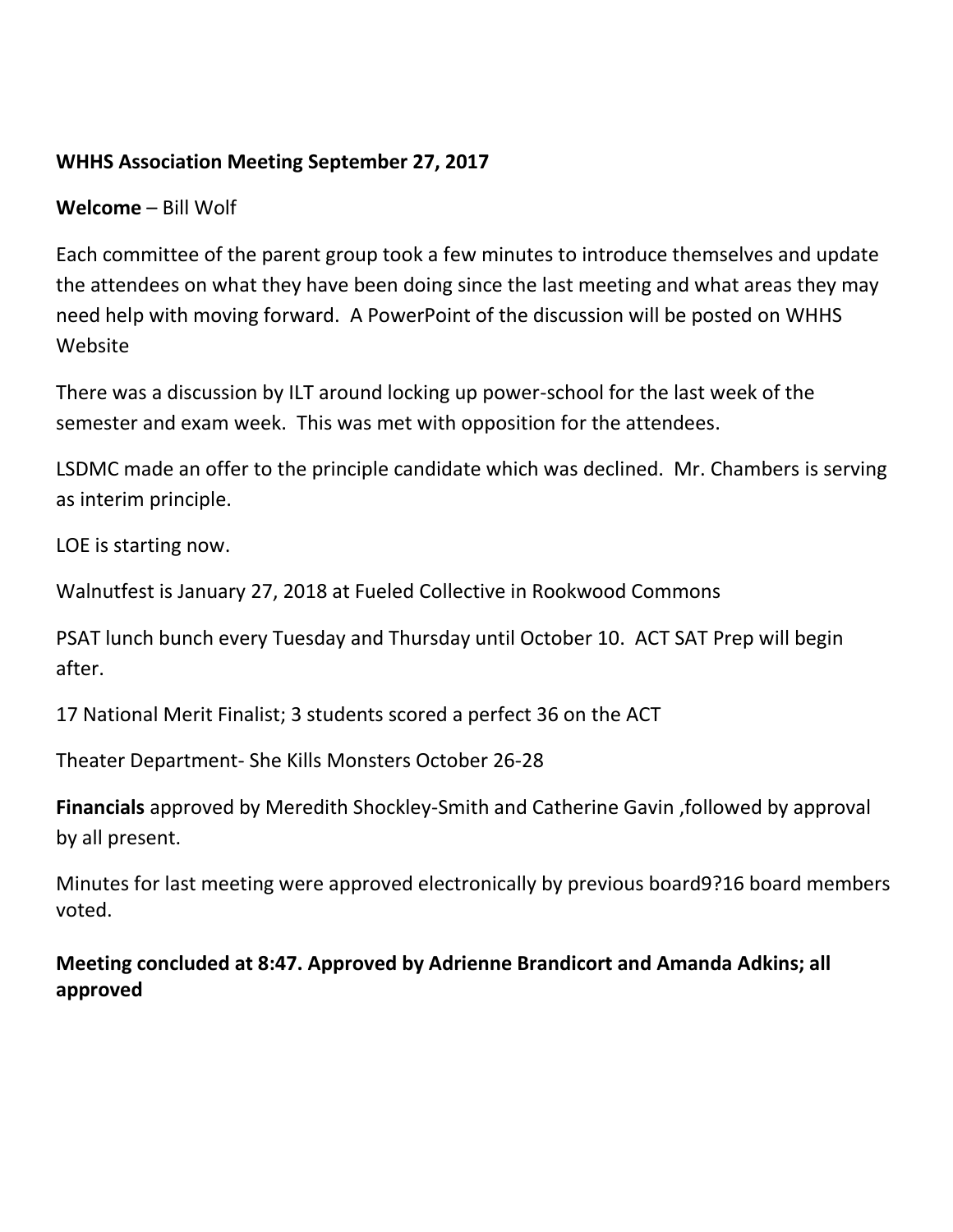**WHHS Association Meeting September 27, 2017**

**Welcome** – Bill Wolf

Each committee of the parent group took a few minutes to introduce themselves and update the attendees on what they have been doing since the last meeting and what areas they may need help with moving forward. A PowerPoint of the discussion will be posted on WHHS Website

There was a discussion by ILT around locking up power-school for the last week of the semester and exam week. This was met with opposition for the attendees.

LSDMC made an offer to the principle candidate which was declined. Mr. Chambers is serving as interim principle.

LOE is starting now.

Walnutfest is January 27, 2018 at Fueled Collective in Rookwood Commons

PSAT lunch bunch every Tuesday and Thursday until October 10. ACT SAT Prep will begin after.

17 National Merit Finalist; 3 students scored a perfect 36 on the ACT

Theater Department- She Kills Monsters October 26-28

**Financials** approved by Meredith Shockley-Smith and Catherine Gavin ,followed by approval by all present.

Minutes for last meeting were approved electronically by previous board9?16 board members voted.

**Meeting concluded at 8:47. Approved by Adrienne Brandicort and Amanda Adkins; all approved**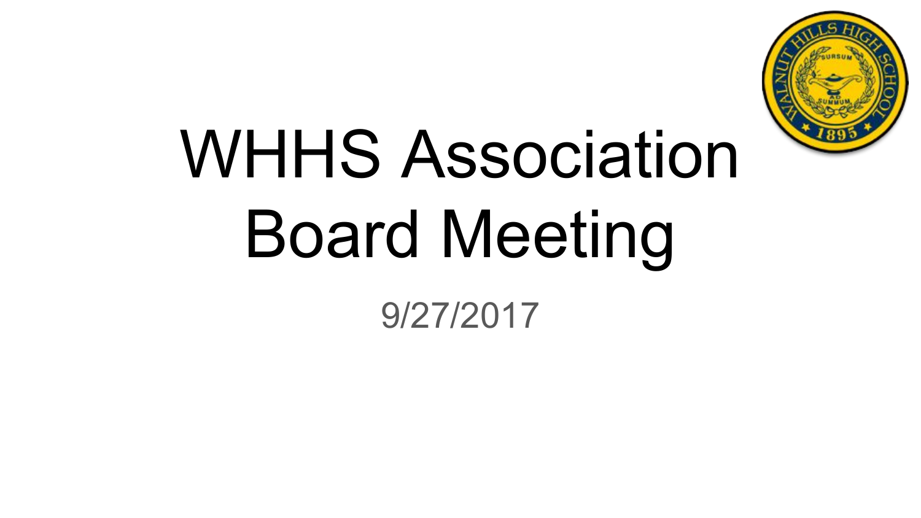# WHHS Association Board Meeting

9/27/2017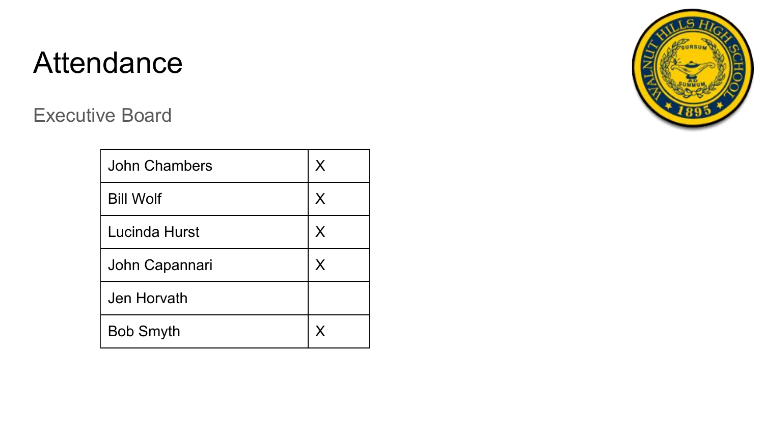# Attendance

## Executive Board

| | |
|---|---|
| John Chambers | X |
| Bill Wolf | X |
| Lucinda Hurst | X |
| John Capannari | X |
| Jen Horvath | |
| Bob Smyth | X |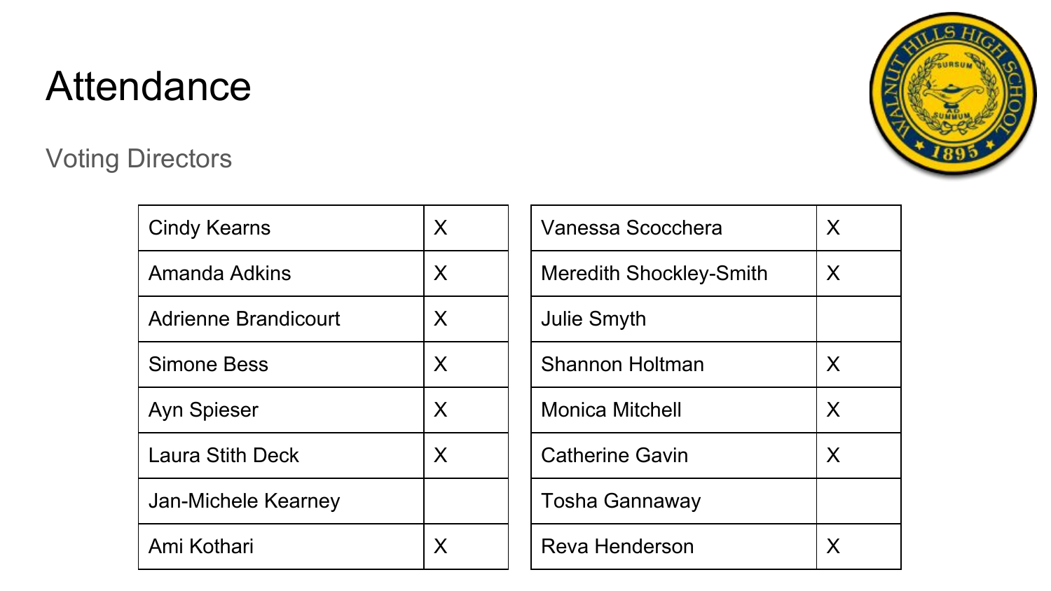# Attendance

## Voting Directors

| Name | Present |
|---|---|
| Cindy Kearns | X |
| Amanda Adkins | X |
| Adrienne Brandicourt | X |
| Simone Bess | X |
| Ayn Spieser | X |
| Laura Stith Deck | X |
| Jan-Michele Kearney | |
| Ami Kothari | X |

| Name | Present |
|---|---|
| Vanessa Scocchera | X |
| Meredith Shockley-Smith | X |
| Julie Smyth | |
| Shannon Holtman | X |
| Monica Mitchell | X |
| Catherine Gavin | X |
| Tosha Gannaway | |
| Reva Henderson | X |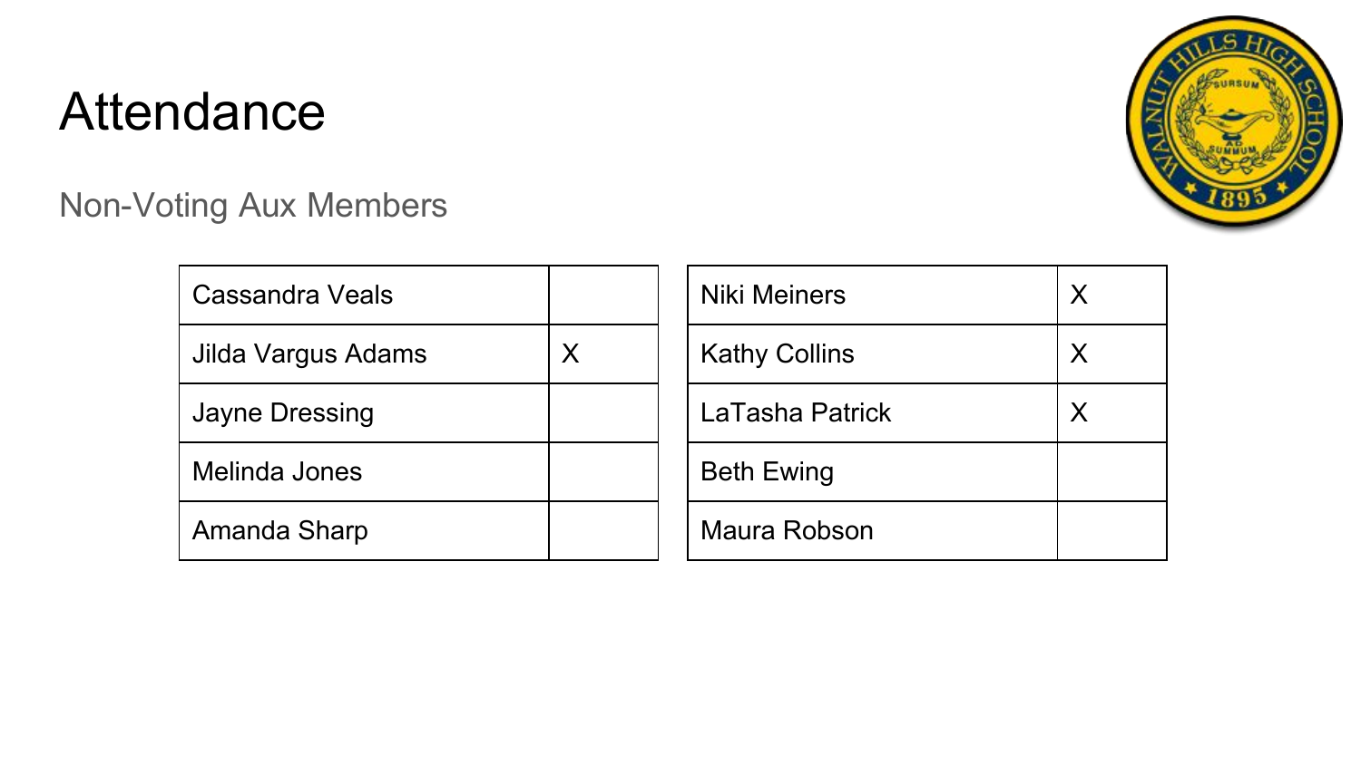# Attendance

## Non-Voting Aux Members

| | |
|---|---|
| Cassandra Veals | |
| Jilda Vargus Adams | X |
| Jayne Dressing | |
| Melinda Jones | |
| Amanda Sharp | |

| | |
|---|---|
| Niki Meiners | X |
| Kathy Collins | X |
| LaTasha Patrick | X |
| Beth Ewing | |
| Maura Robson | |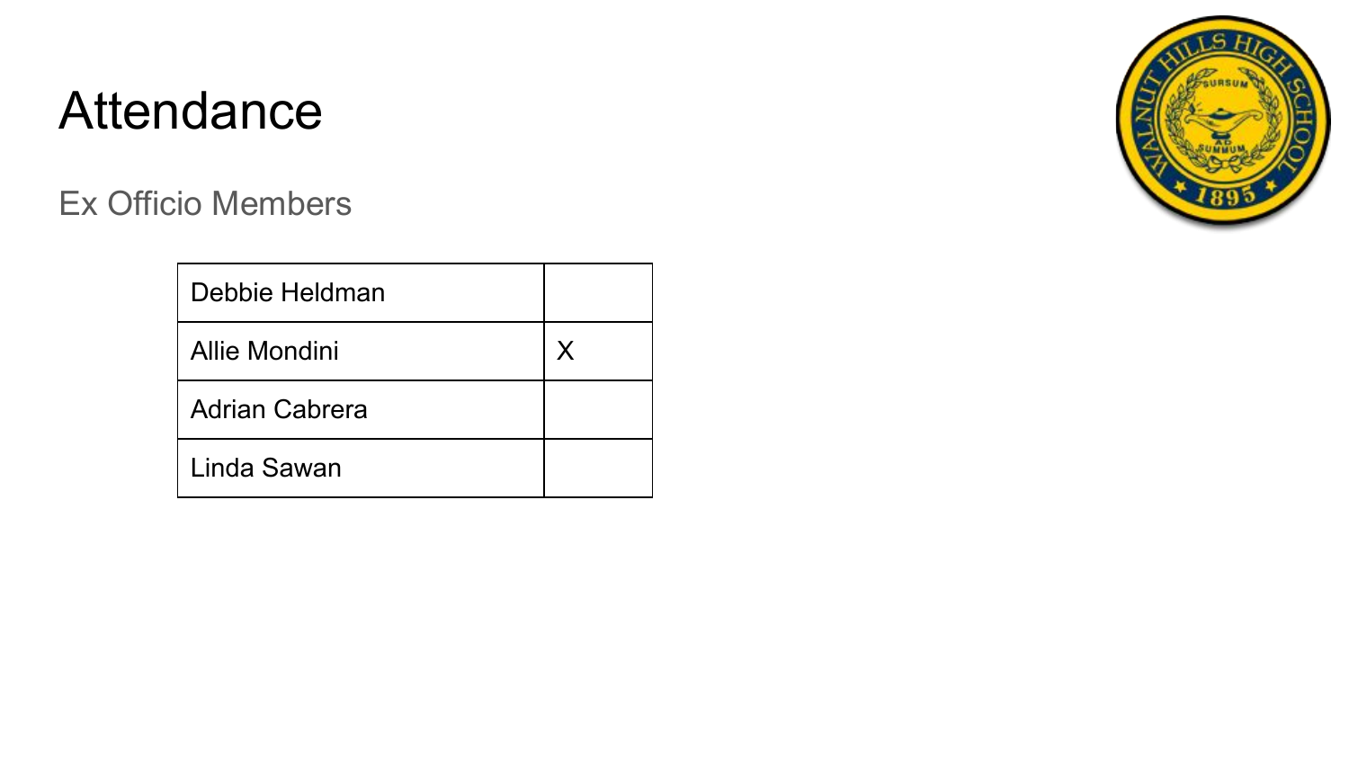# Attendance

## Ex Officio Members

| | |
|---|---|
| Debbie Heldman | |
| Allie Mondini | X |
| Adrian Cabrera | |
| Linda Sawan | |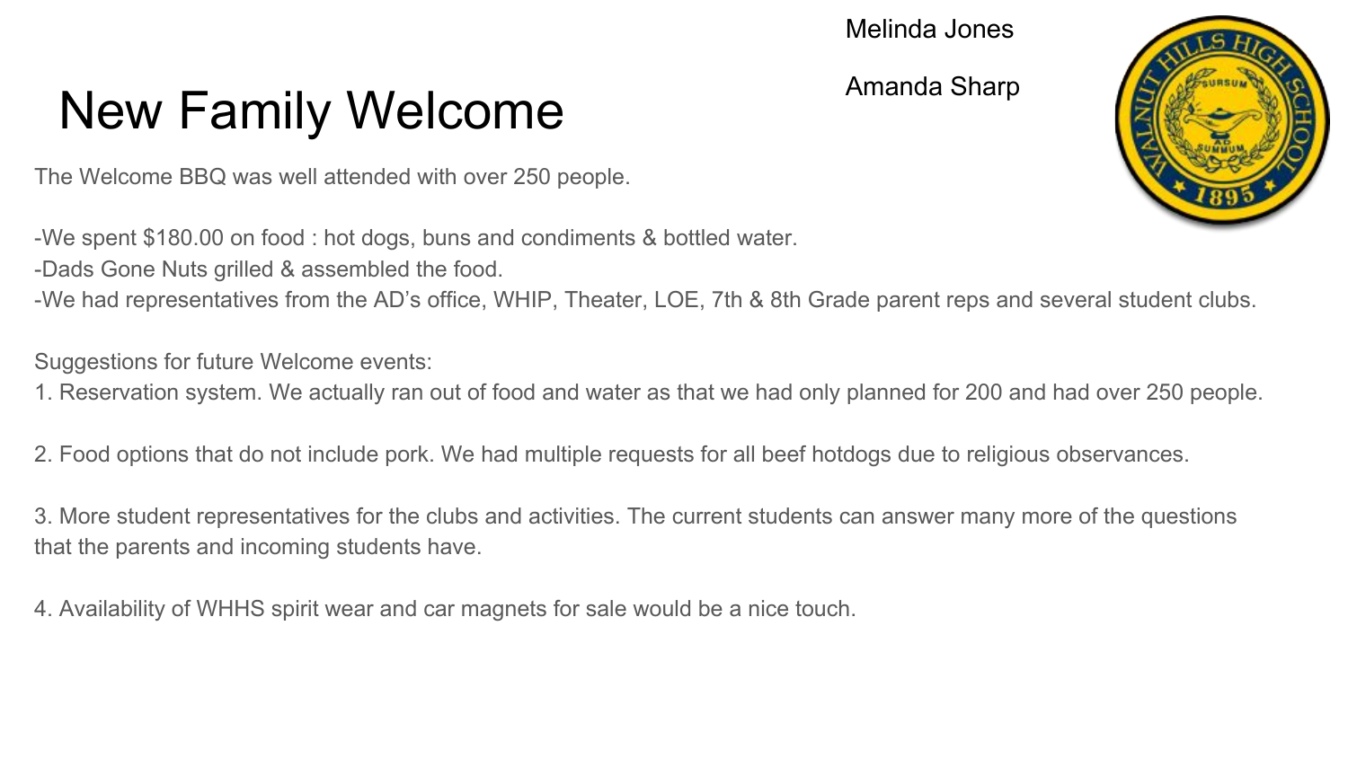# New Family Welcome

Melinda Jones

Amanda Sharp

The Welcome BBQ was well attended with over 250 people.

-We spent $180.00 on food : hot dogs, buns and condiments & bottled water.
-Dads Gone Nuts grilled & assembled the food.
-We had representatives from the AD's office, WHIP, Theater, LOE, 7th & 8th Grade parent reps and several student clubs.

Suggestions for future Welcome events:

1. Reservation system. We actually ran out of food and water as that we had only planned for 200 and had over 250 people.

2. Food options that do not include pork. We had multiple requests for all beef hotdogs due to religious observances.

3. More student representatives for the clubs and activities. The current students can answer many more of the questions that the parents and incoming students have.

4. Availability of WHHS spirit wear and car magnets for sale would be a nice touch.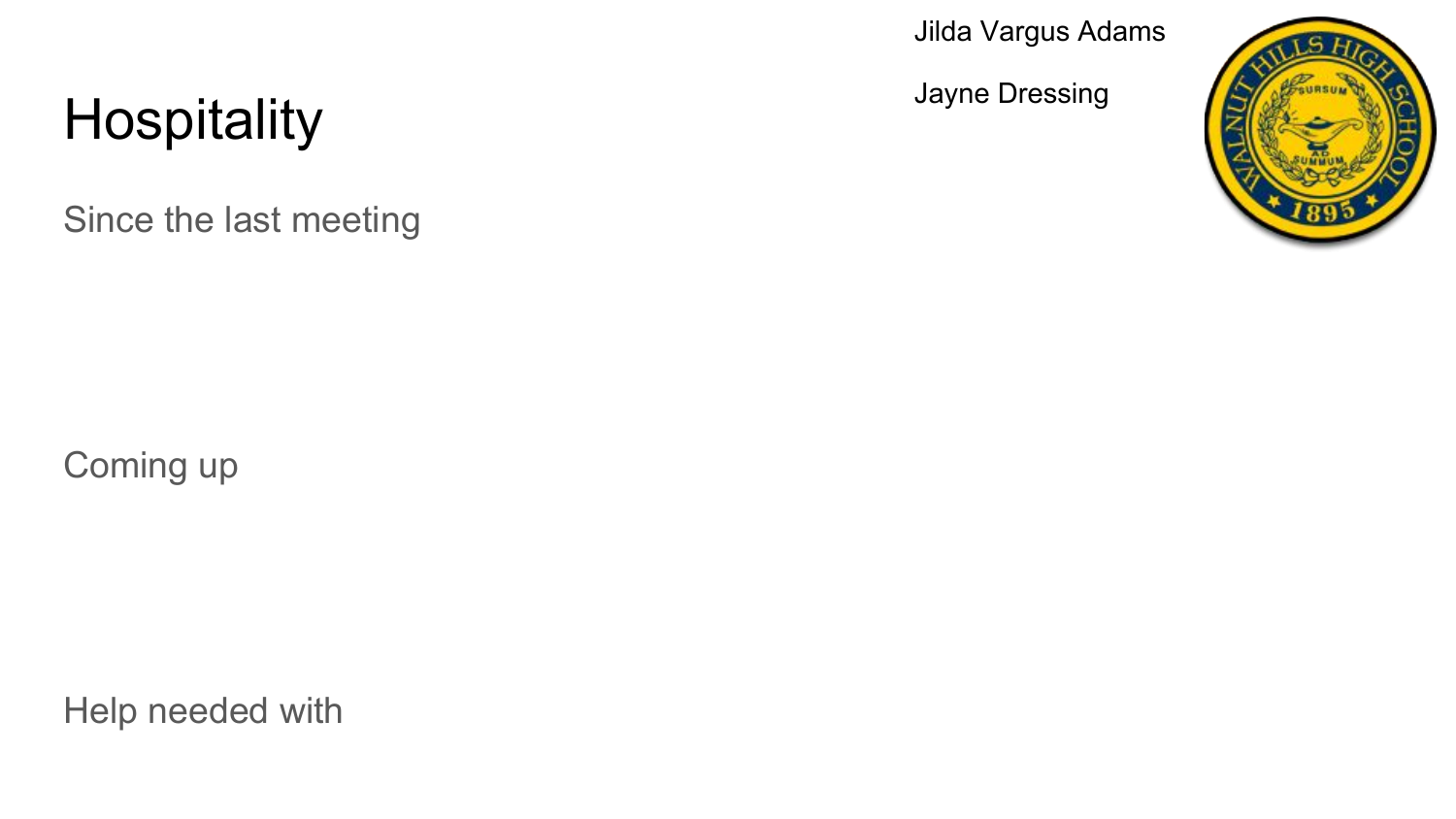# Hospitality

Jilda Vargus Adams

Jayne Dressing

## Since the last meeting

## Coming up

## Help needed with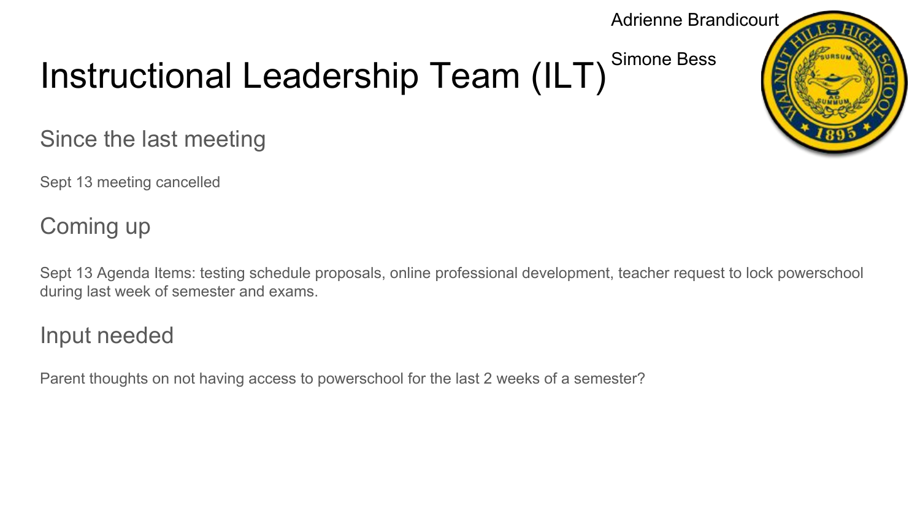# Instructional Leadership Team (ILT)

Adrienne Brandicourt

Simone Bess

## Since the last meeting

Sept 13 meeting cancelled

## Coming up

Sept 13 Agenda Items: testing schedule proposals, online professional development, teacher request to lock powerschool during last week of semester and exams.

## Input needed

Parent thoughts on not having access to powerschool for the last 2 weeks of a semester?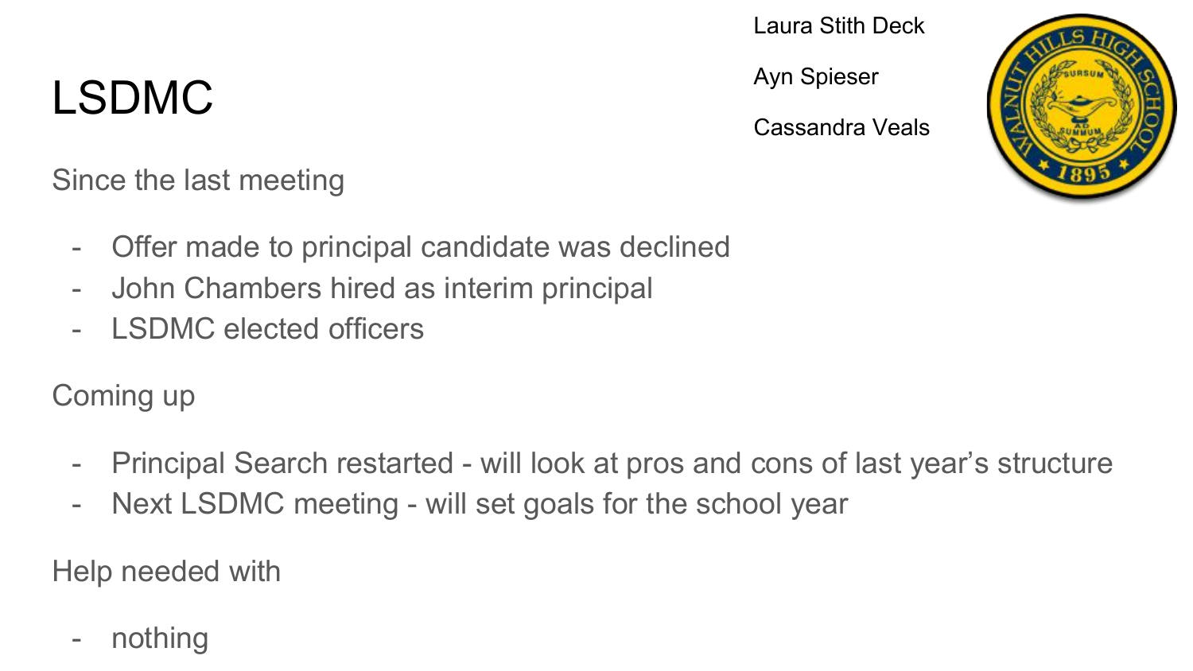# LSDMC

Laura Stith Deck

Ayn Spieser

Cassandra Veals

Since the last meeting

- Offer made to principal candidate was declined
- John Chambers hired as interim principal
- LSDMC elected officers

Coming up

- Principal Search restarted - will look at pros and cons of last year's structure
- Next LSDMC meeting - will set goals for the school year

Help needed with

- nothing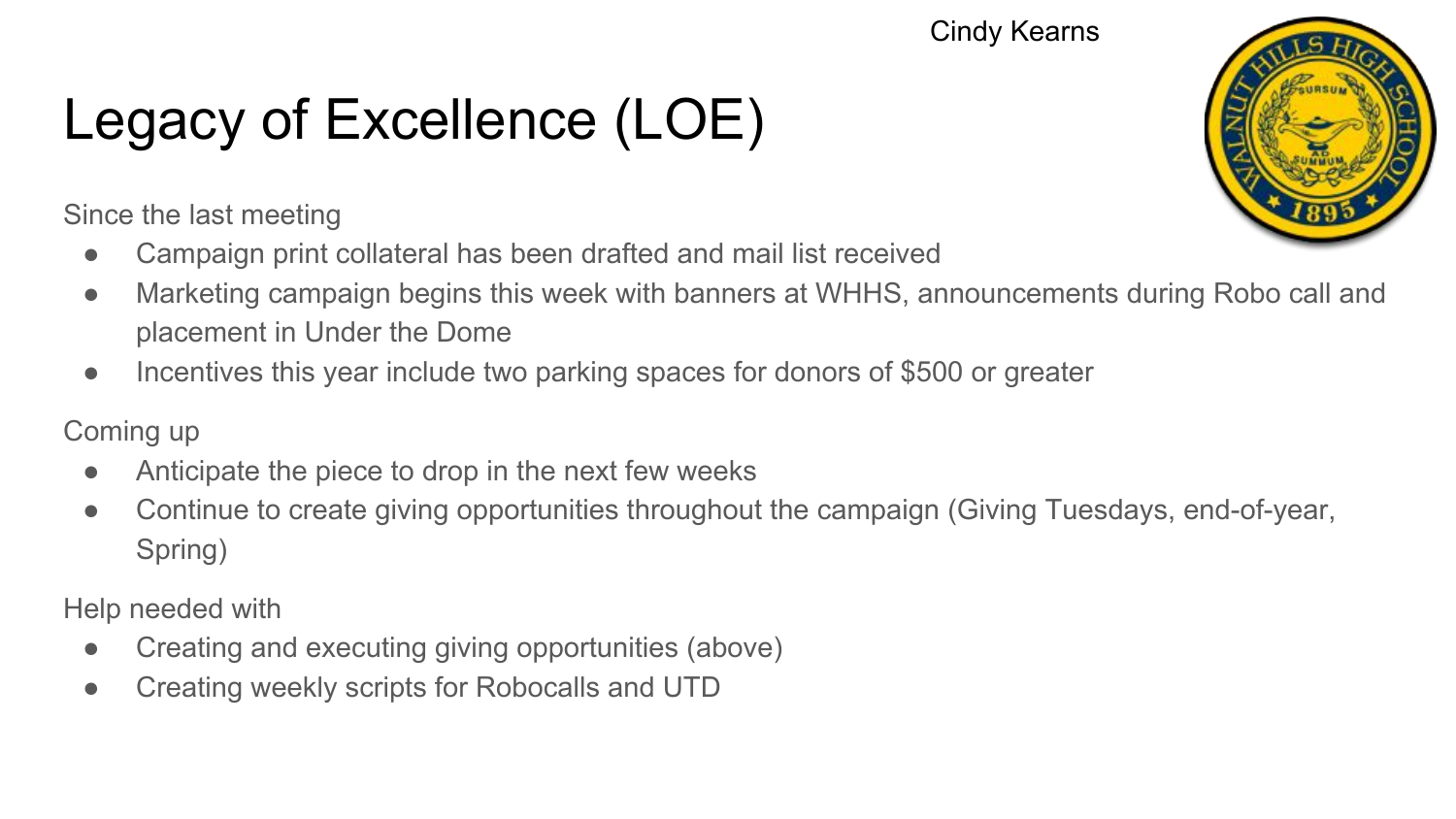Cindy Kearns

# Legacy of Excellence (LOE)

Since the last meeting

- Campaign print collateral has been drafted and mail list received
- Marketing campaign begins this week with banners at WHHS, announcements during Robo call and placement in Under the Dome
- Incentives this year include two parking spaces for donors of $500 or greater

Coming up

- Anticipate the piece to drop in the next few weeks
- Continue to create giving opportunities throughout the campaign (Giving Tuesdays, end-of-year, Spring)

Help needed with

- Creating and executing giving opportunities (above)
- Creating weekly scripts for Robocalls and UTD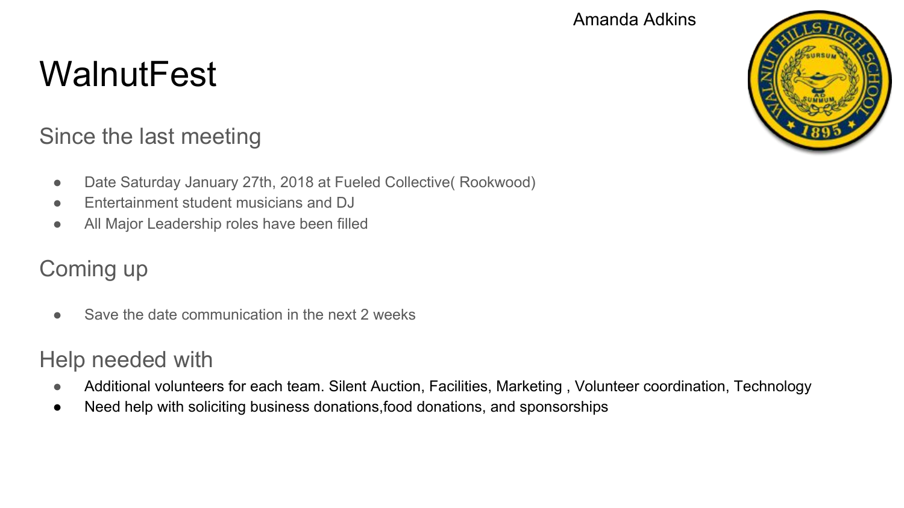Amanda Adkins

# WalnutFest

## Since the last meeting

- Date Saturday January 27th, 2018 at Fueled Collective( Rookwood)
- Entertainment student musicians and DJ
- All Major Leadership roles have been filled

## Coming up

- Save the date communication in the next 2 weeks

## Help needed with

- Additional volunteers for each team. Silent Auction, Facilities, Marketing , Volunteer coordination, Technology
- Need help with soliciting business donations,food donations, and sponsorships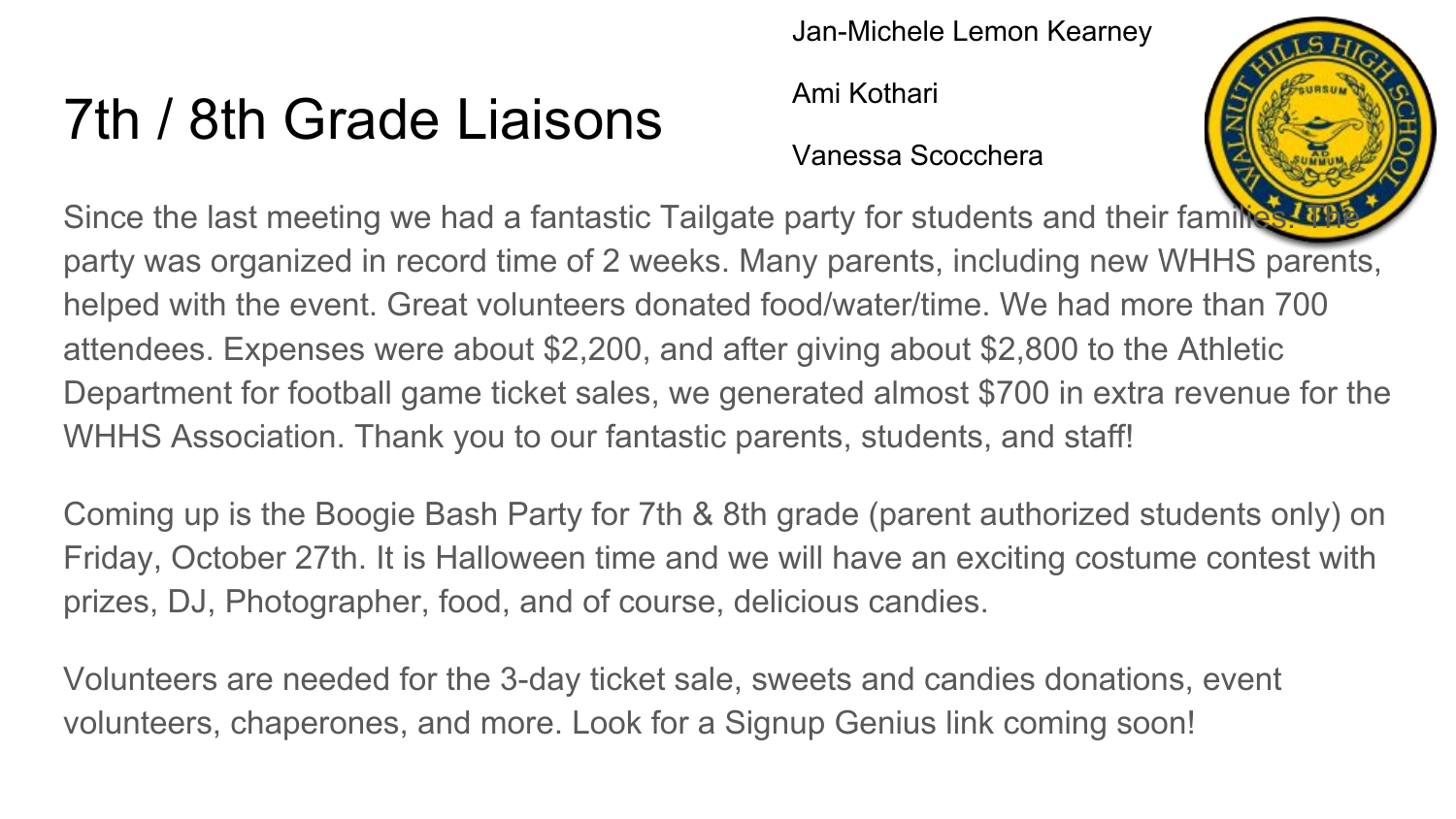# 7th / 8th Grade Liaisons

Jan-Michele Lemon Kearney

Ami Kothari

Vanessa Scocchera

Since the last meeting we had a fantastic Tailgate party for students and their families. The party was organized in record time of 2 weeks. Many parents, including new WHHS parents, helped with the event. Great volunteers donated food/water/time. We had more than 700 attendees. Expenses were about $2,200, and after giving about $2,800 to the Athletic Department for football game ticket sales, we generated almost $700 in extra revenue for the WHHS Association. Thank you to our fantastic parents, students, and staff!

Coming up is the Boogie Bash Party for 7th & 8th grade (parent authorized students only) on Friday, October 27th. It is Halloween time and we will have an exciting costume contest with prizes, DJ, Photographer, food, and of course, delicious candies.

Volunteers are needed for the 3-day ticket sale, sweets and candies donations, event volunteers, chaperones, and more. Look for a Signup Genius link coming soon!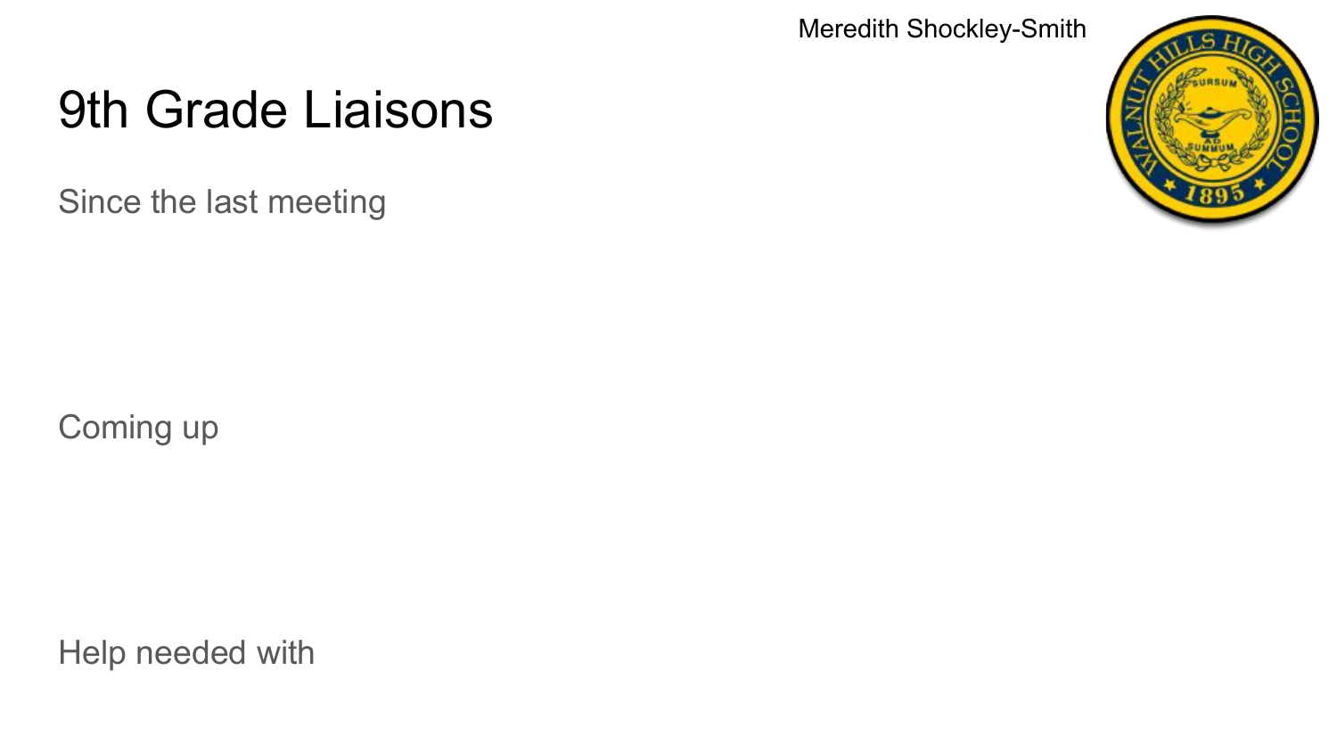Meredith Shockley-Smith

# 9th Grade Liaisons

Since the last meeting

Coming up

Help needed with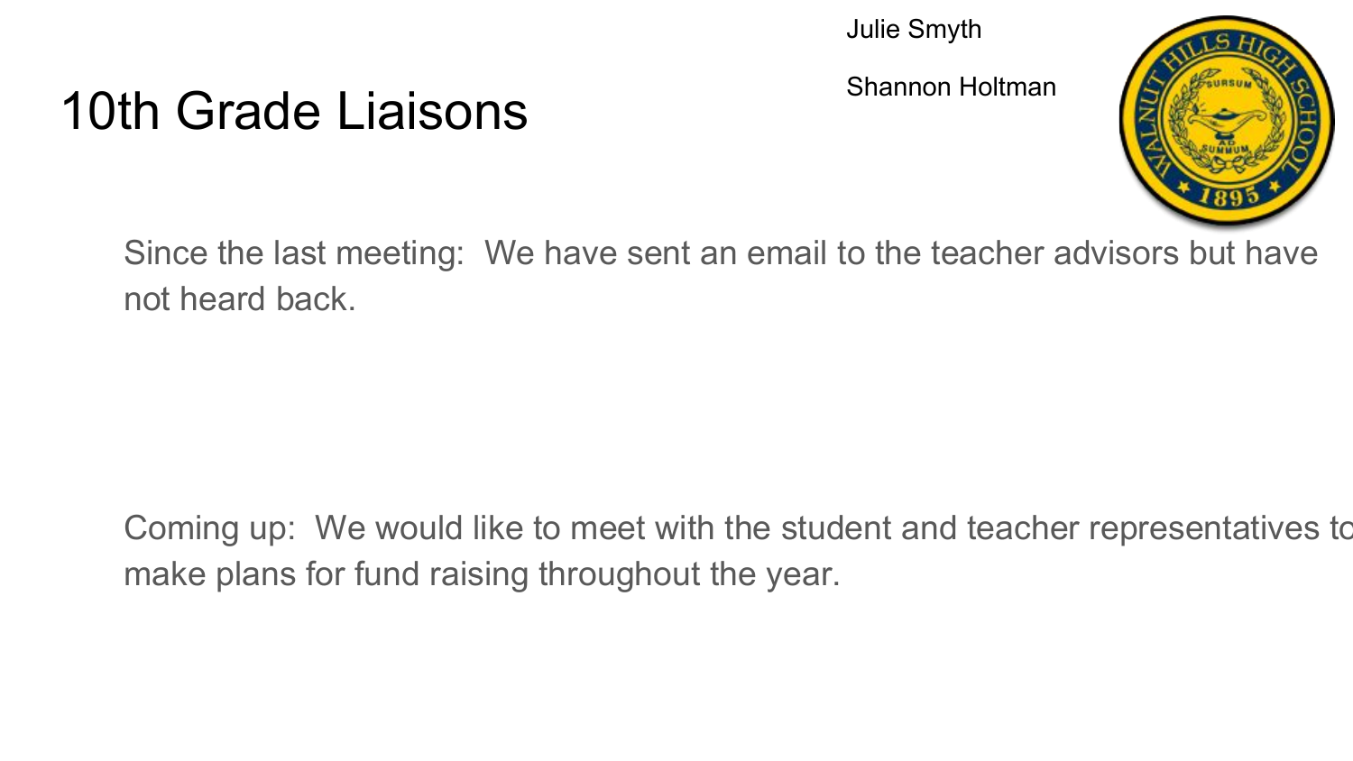# 10th Grade Liaisons

Julie Smyth

Shannon Holtman

Since the last meeting: We have sent an email to the teacher advisors but have not heard back.

Coming up: We would like to meet with the student and teacher representatives to make plans for fund raising throughout the year.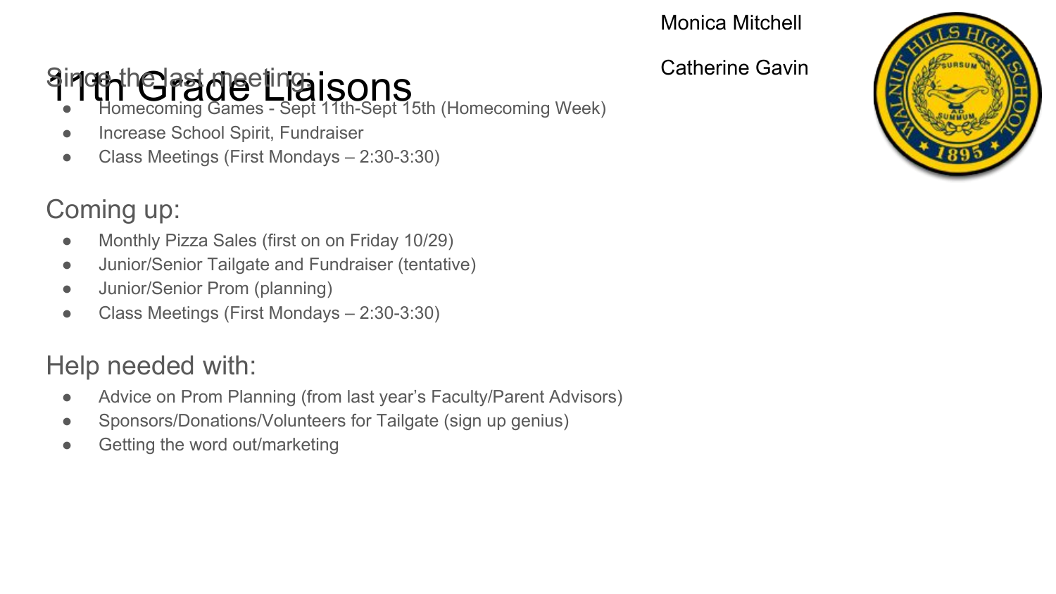# 11th Grade Liaisons

Monica Mitchell

Catherine Gavin

Since the last meeting:

- Homecoming Games - Sept 11th-Sept 15th (Homecoming Week)
- Increase School Spirit, Fundraiser
- Class Meetings (First Mondays – 2:30-3:30)

Coming up:

- Monthly Pizza Sales (first on on Friday 10/29)
- Junior/Senior Tailgate and Fundraiser (tentative)
- Junior/Senior Prom (planning)
- Class Meetings (First Mondays – 2:30-3:30)

Help needed with:

- Advice on Prom Planning (from last year's Faculty/Parent Advisors)
- Sponsors/Donations/Volunteers for Tailgate (sign up genius)
- Getting the word out/marketing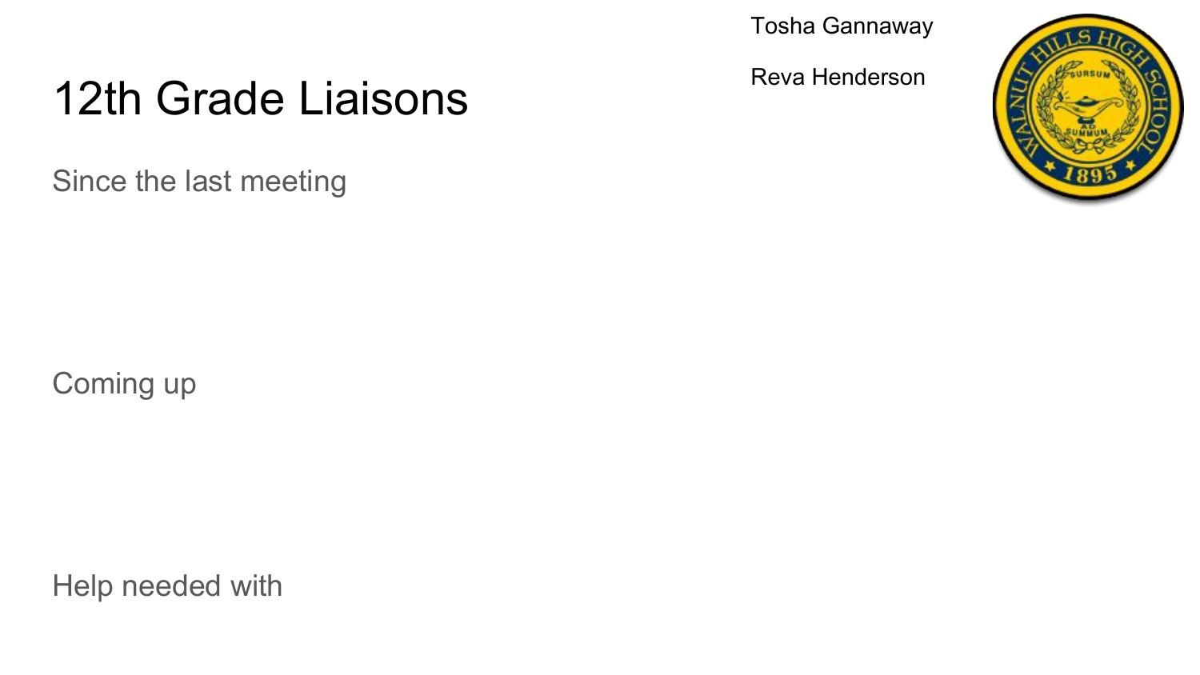Tosha Gannaway

Reva Henderson

# 12th Grade Liaisons

Since the last meeting

Coming up

Help needed with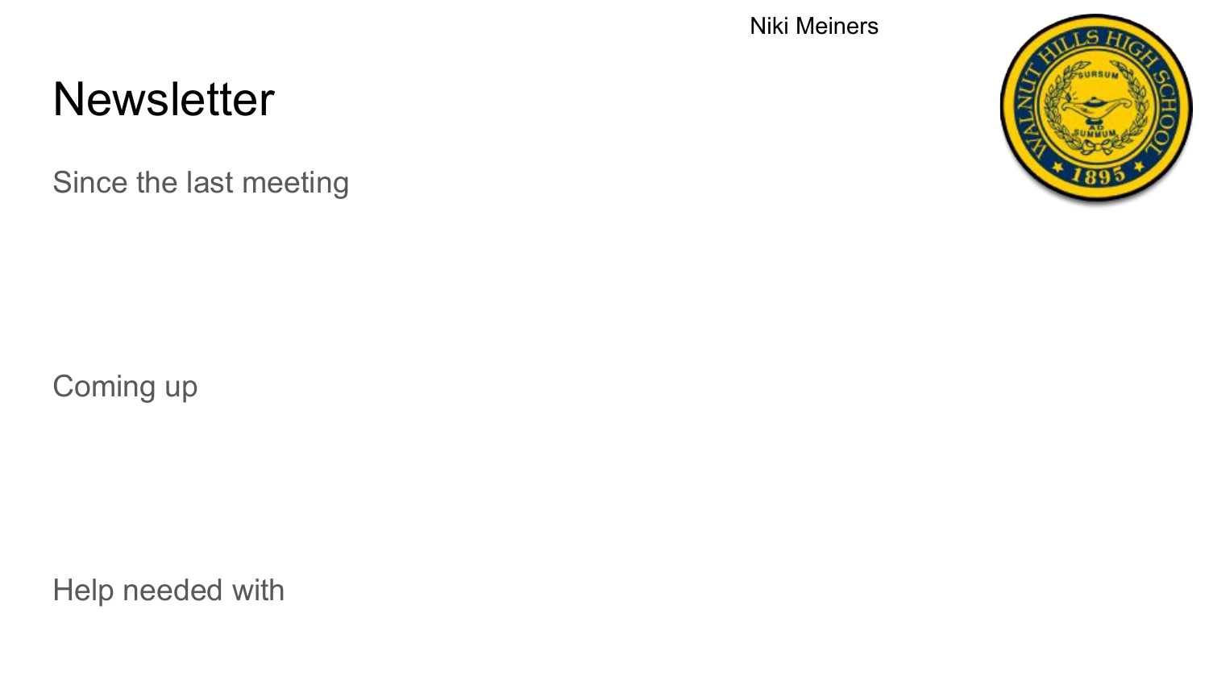Niki Meiners

# Newsletter

## Since the last meeting

## Coming up

## Help needed with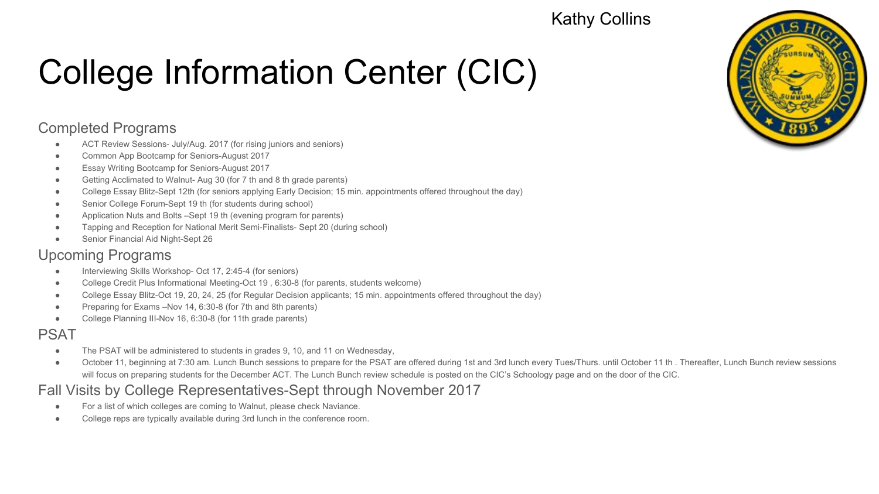Kathy Collins

# College Information Center (CIC)

## Completed Programs

- ACT Review Sessions- July/Aug. 2017 (for rising juniors and seniors)
- Common App Bootcamp for Seniors-August 2017
- Essay Writing Bootcamp for Seniors-August 2017
- Getting Acclimated to Walnut- Aug 30 (for 7 th and 8 th grade parents)
- College Essay Blitz-Sept 12th (for seniors applying Early Decision; 15 min. appointments offered throughout the day)
- Senior College Forum-Sept 19 th (for students during school)
- Application Nuts and Bolts –Sept 19 th (evening program for parents)
- Tapping and Reception for National Merit Semi-Finalists- Sept 20 (during school)
- Senior Financial Aid Night-Sept 26

## Upcoming Programs

- Interviewing Skills Workshop- Oct 17, 2:45-4 (for seniors)
- College Credit Plus Informational Meeting-Oct 19 , 6:30-8 (for parents, students welcome)
- College Essay Blitz-Oct 19, 20, 24, 25 (for Regular Decision applicants; 15 min. appointments offered throughout the day)
- Preparing for Exams –Nov 14, 6:30-8 (for 7th and 8th parents)
- College Planning III-Nov 16, 6:30-8 (for 11th grade parents)

## PSAT

- The PSAT will be administered to students in grades 9, 10, and 11 on Wednesday,
- October 11, beginning at 7:30 am. Lunch Bunch sessions to prepare for the PSAT are offered during 1st and 3rd lunch every Tues/Thurs. until October 11 th . Thereafter, Lunch Bunch review sessions will focus on preparing students for the December ACT. The Lunch Bunch review schedule is posted on the CIC's Schoology page and on the door of the CIC.

## Fall Visits by College Representatives-Sept through November 2017

- For a list of which colleges are coming to Walnut, please check Naviance.
- College reps are typically available during 3rd lunch in the conference room.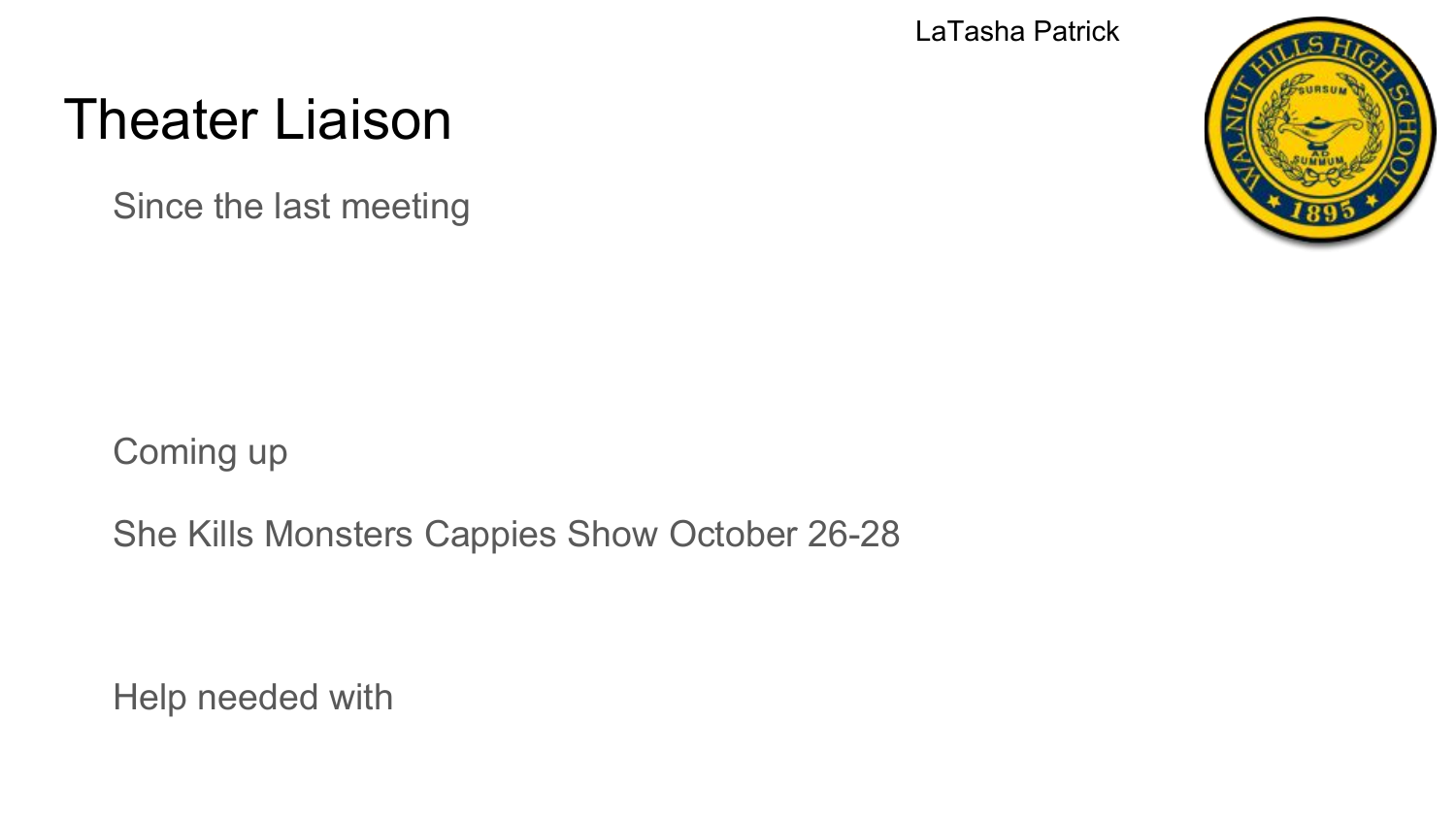LaTasha Patrick

# Theater Liaison

Since the last meeting

Coming up

She Kills Monsters Cappies Show October 26-28

Help needed with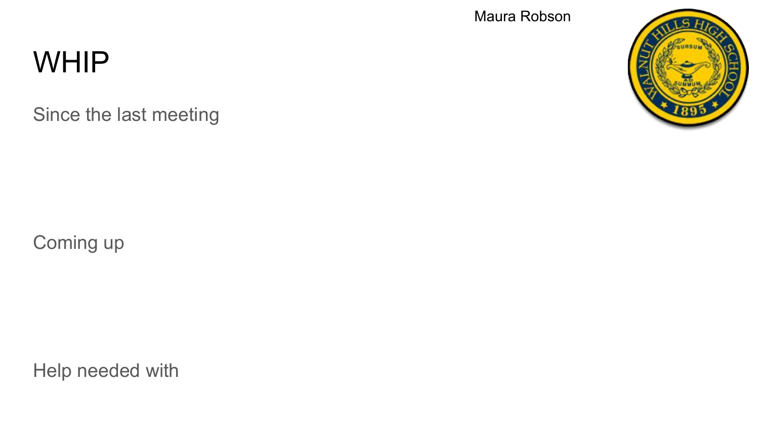Maura Robson

# WHIP

Since the last meeting

Coming up

Help needed with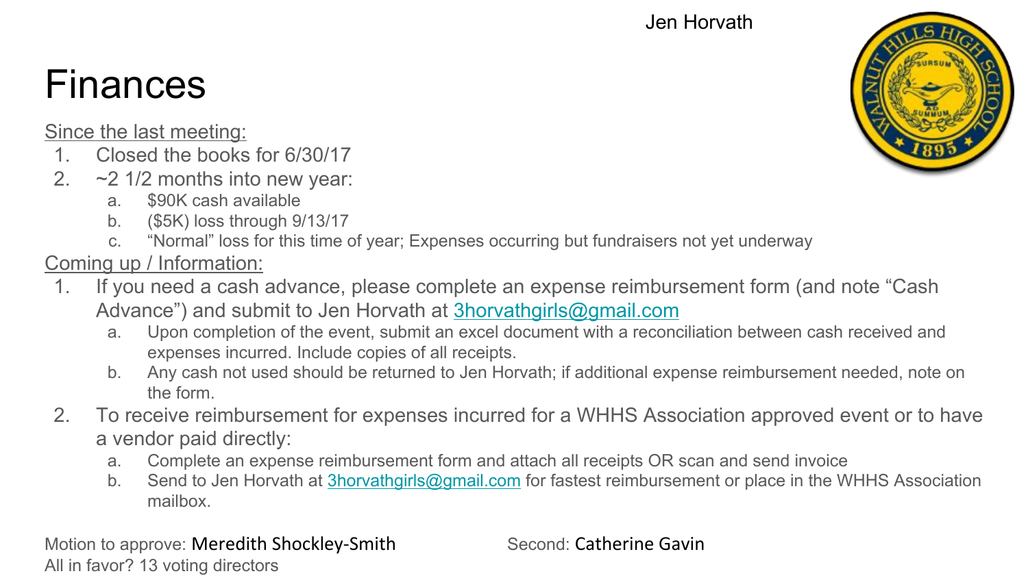Jen Horvath

# Finances

Since the last meeting:

1. Closed the books for 6/30/17
2. ~2 1/2 months into new year:
   a. $90K cash available
   b. ($5K) loss through 9/13/17
   c. "Normal" loss for this time of year; Expenses occurring but fundraisers not yet underway

Coming up / Information:

1. If you need a cash advance, please complete an expense reimbursement form (and note "Cash Advance") and submit to Jen Horvath at 3horvathgirls@gmail.com
   a. Upon completion of the event, submit an excel document with a reconciliation between cash received and expenses incurred. Include copies of all receipts.
   b. Any cash not used should be returned to Jen Horvath; if additional expense reimbursement needed, note on the form.
2. To receive reimbursement for expenses incurred for a WHHS Association approved event or to have a vendor paid directly:
   a. Complete an expense reimbursement form and attach all receipts OR scan and send invoice
   b. Send to Jen Horvath at 3horvathgirls@gmail.com for fastest reimbursement or place in the WHHS Association mailbox.

Motion to approve: Meredith Shockley-Smith Second: Catherine Gavin

All in favor? 13 voting directors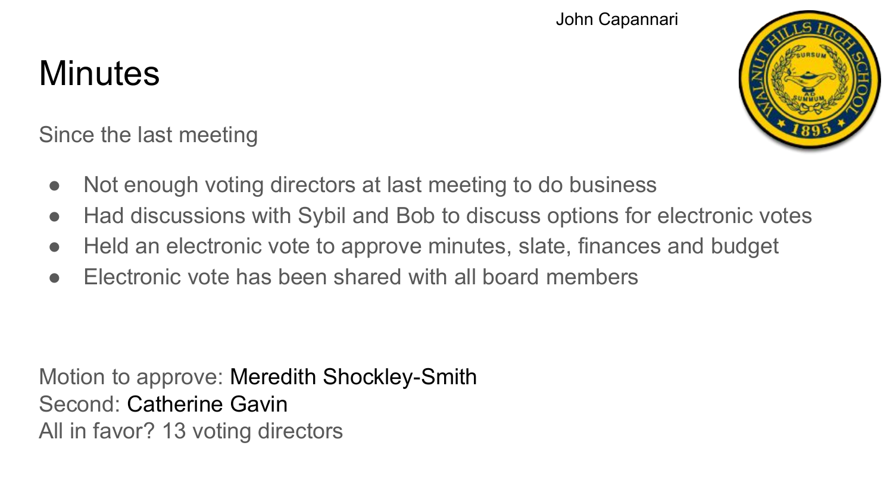John Capannari

# Minutes

Since the last meeting

- Not enough voting directors at last meeting to do business
- Had discussions with Sybil and Bob to discuss options for electronic votes
- Held an electronic vote to approve minutes, slate, finances and budget
- Electronic vote has been shared with all board members

Motion to approve: Meredith Shockley-Smith
Second: Catherine Gavin
All in favor? 13 voting directors